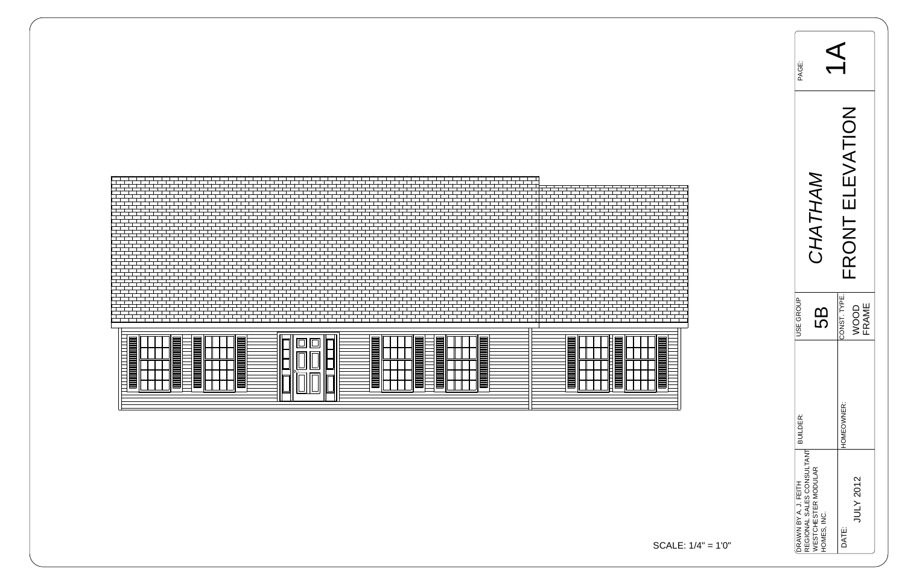SCALE: 1/4" = 1'0"

# CHATHAM

## FRONT ELEVATION

| | |
|---|---|
| PAGE: | 1A |
| USE GROUP | 5B |
| CONST. TYPE: | WOOD FRAME |
| BUILDER: | |
| HOMEOWNER: | |
| DRAWN BY A. J. FEITH<br>REGIONAL SALES CONSULTANT<br>WESTCHESTER MODULAR HOMES, INC. | |
| DATE: | JULY 2012 |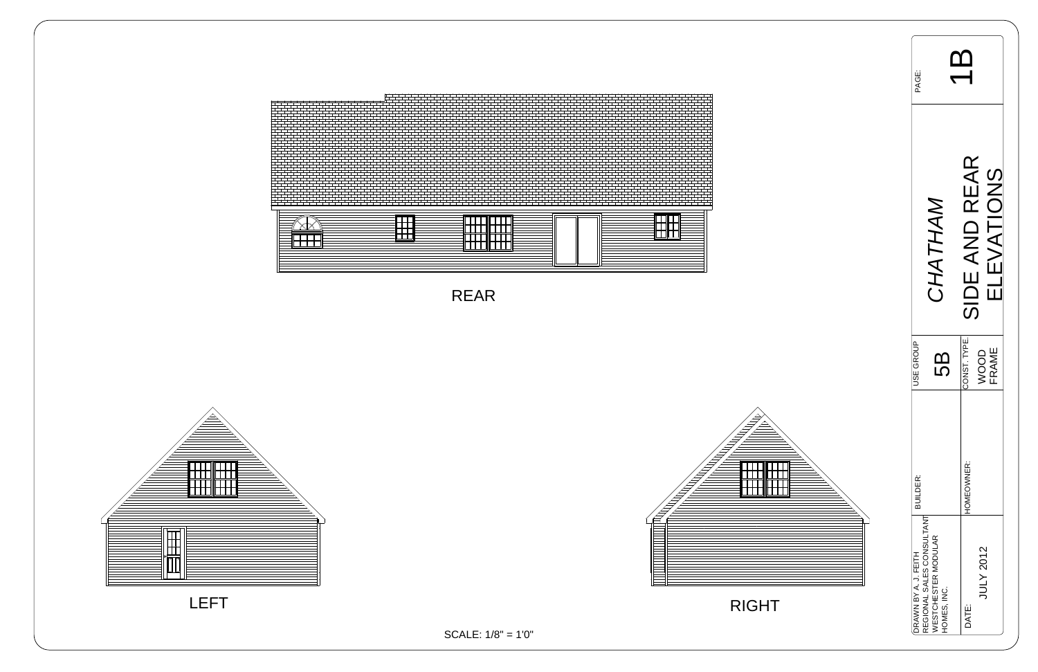REAR

LEFT

RIGHT

SCALE: 1/8" = 1'0"

| | |
|---|---|
| PAGE: | 1B |
| *CHATHAM* | SIDE AND REAR ELEVATIONS |
| USE GROUP: 5B | CONST. TYPE: WOOD FRAME |
| BUILDER: | HOMEOWNER: |
| DRAWN BY A. J. FEITH REGIONAL SALES CONSULTANT WESTCHESTER MODULAR HOMES, INC. | DATE: JULY 2012 |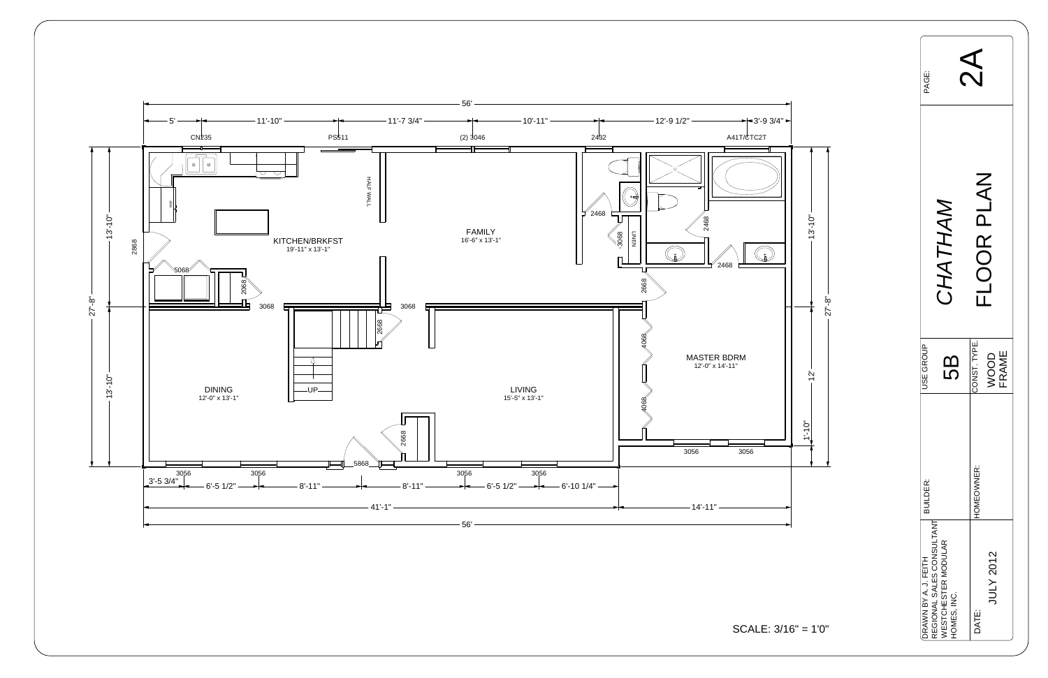# CHATHAM FLOOR PLAN

PAGE: 2A

| USE GROUP | CONST. TYPE. |
| --- | --- |
| 5B | WOOD FRAME |

| BUILDER: | HOMEOWNER: |
| --- | --- |
| | |

DRAWN BY A. J. FEITH
REGIONAL SALES CONSULTANT
WESTCHESTER MODULAR
HOMES, INC.

DATE: JULY 2012

SCALE: 3/16" = 1'0"

## Rooms

- KITCHEN/BRKFST 19'-11" x 13'-1"
- FAMILY 16'-6" x 13'-1"
- DINING 12'-0" x 13'-1"
- LIVING 15'-5" x 13'-1"
- MASTER BDRM 12'-0" x 14'-11"

## Overall Dimensions

- Width: 56'
- Depth: 27'-8"

Top dimensions: 5' | 11'-10" | 11'-7 3/4" | 10'-11" | 12'-9 1/2" | 3'-9 3/4"

Bottom dimensions: 3'-5 3/4" | 6'-5 1/2" | 8'-11" | 8'-11" | 6'-5 1/2" | 6'-10 1/4" ; 41'-1" | 14'-11"

Left side: 13'-10" | 13'-10"

Right side: 13'-10" | 12' | 1'-10"

## Labels

CN235, PS511, (2) 3046, 2432, A41T/CTC2T, HALF WALL, REF, 2868, 5068, 2068, 3068, 3068, 2668, UP, 2668, 5868, 3056, 3056, 3056, 3056, 2468, 3068, LINEN, 2468, 2468, 2668, 4068, 4068, 3056, 3056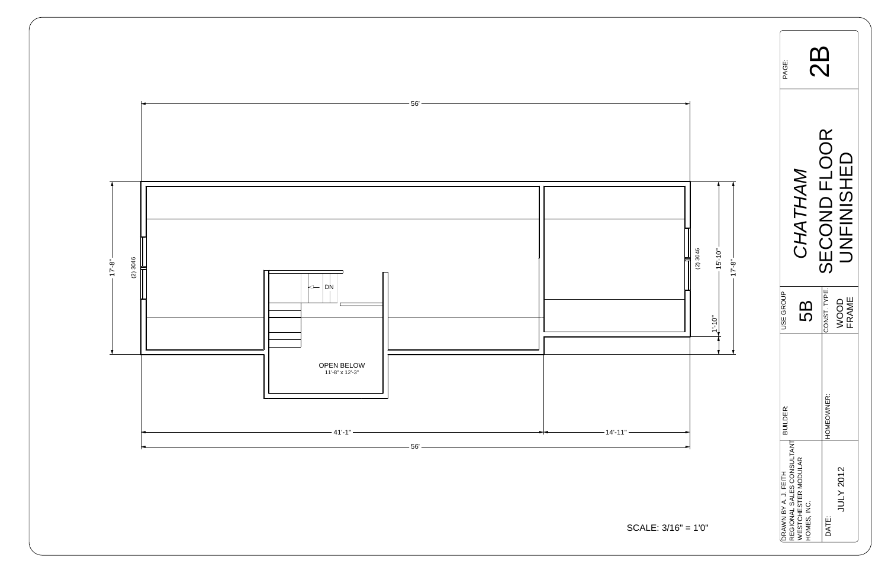56'

17'-8"

(2) 3046

DN

OPEN BELOW
11'-8" x 12'-3"

(2) 3046

15'-10"

17'-8"

1'-10"

41'-1"

14'-11"

56'

SCALE: 3/16" = 1'0"

PAGE: 2B

*CHATHAM*
SECOND FLOOR
UNFINISHED

USE GROUP: 5B

CONST. TYPE: WOOD FRAME

BUILDER:

HOMEOWNER:

DRAWN BY A. J. FEITH
REGIONAL SALES CONSULTANT
WESTCHESTER MODULAR
HOMES, INC.

DATE: JULY 2012